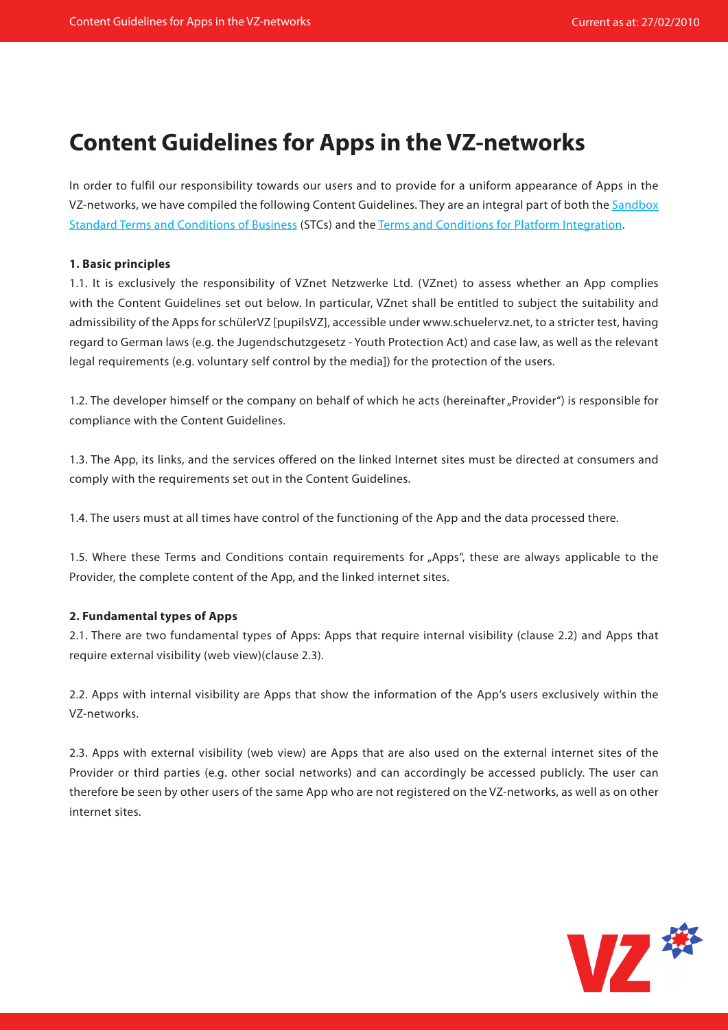# Content Guidelines for Apps in the VZ-networks

In order to fulfil our responsibility towards our users and to provide for a uniform appearance of Apps in the VZ-networks, we have compiled the following Content Guidelines. They are an integral part of both the [Sandbox Standard Terms and Conditions of Business]() (STCs) and the [Terms and Conditions for Platform Integration]().

**1. Basic principles**

1.1. It is exclusively the responsibility of VZnet Netzwerke Ltd. (VZnet) to assess whether an App complies with the Content Guidelines set out below. In particular, VZnet shall be entitled to subject the suitability and admissibility of the Apps for schülerVZ [pupilsVZ], accessible under www.schuelervz.net, to a stricter test, having regard to German laws (e.g. the Jugendschutzgesetz - Youth Protection Act) and case law, as well as the relevant legal requirements (e.g. voluntary self control by the media]) for the protection of the users.

1.2. The developer himself or the company on behalf of which he acts (hereinafter „Provider") is responsible for compliance with the Content Guidelines.

1.3. The App, its links, and the services offered on the linked Internet sites must be directed at consumers and comply with the requirements set out in the Content Guidelines.

1.4. The users must at all times have control of the functioning of the App and the data processed there.

1.5. Where these Terms and Conditions contain requirements for „Apps", these are always applicable to the Provider, the complete content of the App, and the linked internet sites.

**2. Fundamental types of Apps**

2.1. There are two fundamental types of Apps: Apps that require internal visibility (clause 2.2) and Apps that require external visibility (web view)(clause 2.3).

2.2. Apps with internal visibility are Apps that show the information of the App's users exclusively within the VZ-networks.

2.3. Apps with external visibility (web view) are Apps that are also used on the external internet sites of the Provider or third parties (e.g. other social networks) and can accordingly be accessed publicly. The user can therefore be seen by other users of the same App who are not registered on the VZ-networks, as well as on other internet sites.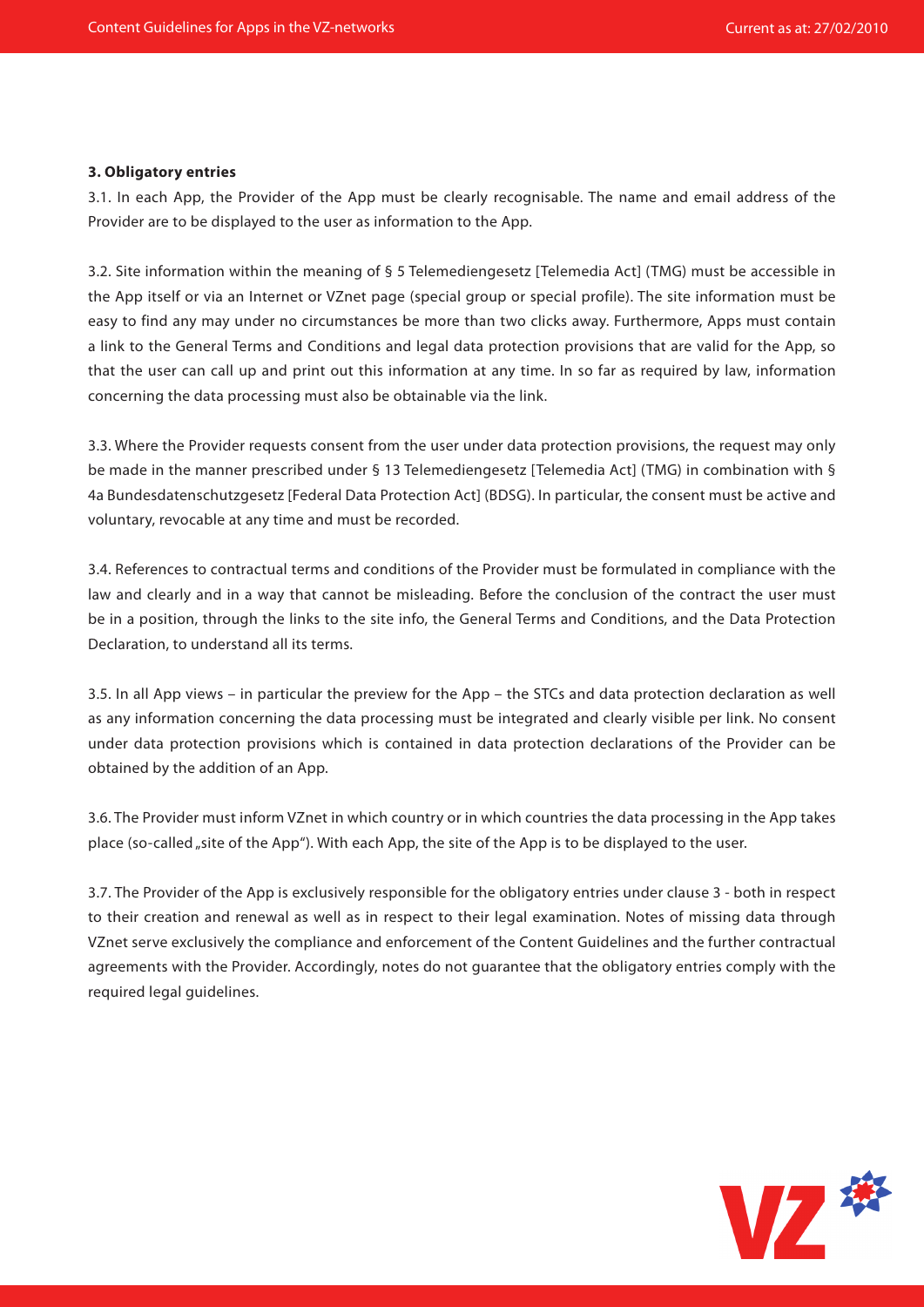**3. Obligatory entries**

3.1. In each App, the Provider of the App must be clearly recognisable. The name and email address of the Provider are to be displayed to the user as information to the App.

3.2. Site information within the meaning of § 5 Telemediengesetz [Telemedia Act] (TMG) must be accessible in the App itself or via an Internet or VZnet page (special group or special profile). The site information must be easy to find any may under no circumstances be more than two clicks away. Furthermore, Apps must contain a link to the General Terms and Conditions and legal data protection provisions that are valid for the App, so that the user can call up and print out this information at any time. In so far as required by law, information concerning the data processing must also be obtainable via the link.

3.3. Where the Provider requests consent from the user under data protection provisions, the request may only be made in the manner prescribed under § 13 Telemediengesetz [Telemedia Act] (TMG) in combination with § 4a Bundesdatenschutzgesetz [Federal Data Protection Act] (BDSG). In particular, the consent must be active and voluntary, revocable at any time and must be recorded.

3.4. References to contractual terms and conditions of the Provider must be formulated in compliance with the law and clearly and in a way that cannot be misleading. Before the conclusion of the contract the user must be in a position, through the links to the site info, the General Terms and Conditions, and the Data Protection Declaration, to understand all its terms.

3.5. In all App views – in particular the preview for the App – the STCs and data protection declaration as well as any information concerning the data processing must be integrated and clearly visible per link. No consent under data protection provisions which is contained in data protection declarations of the Provider can be obtained by the addition of an App.

3.6. The Provider must inform VZnet in which country or in which countries the data processing in the App takes place (so-called „site of the App"). With each App, the site of the App is to be displayed to the user.

3.7. The Provider of the App is exclusively responsible for the obligatory entries under clause 3 - both in respect to their creation and renewal as well as in respect to their legal examination. Notes of missing data through VZnet serve exclusively the compliance and enforcement of the Content Guidelines and the further contractual agreements with the Provider. Accordingly, notes do not guarantee that the obligatory entries comply with the required legal guidelines.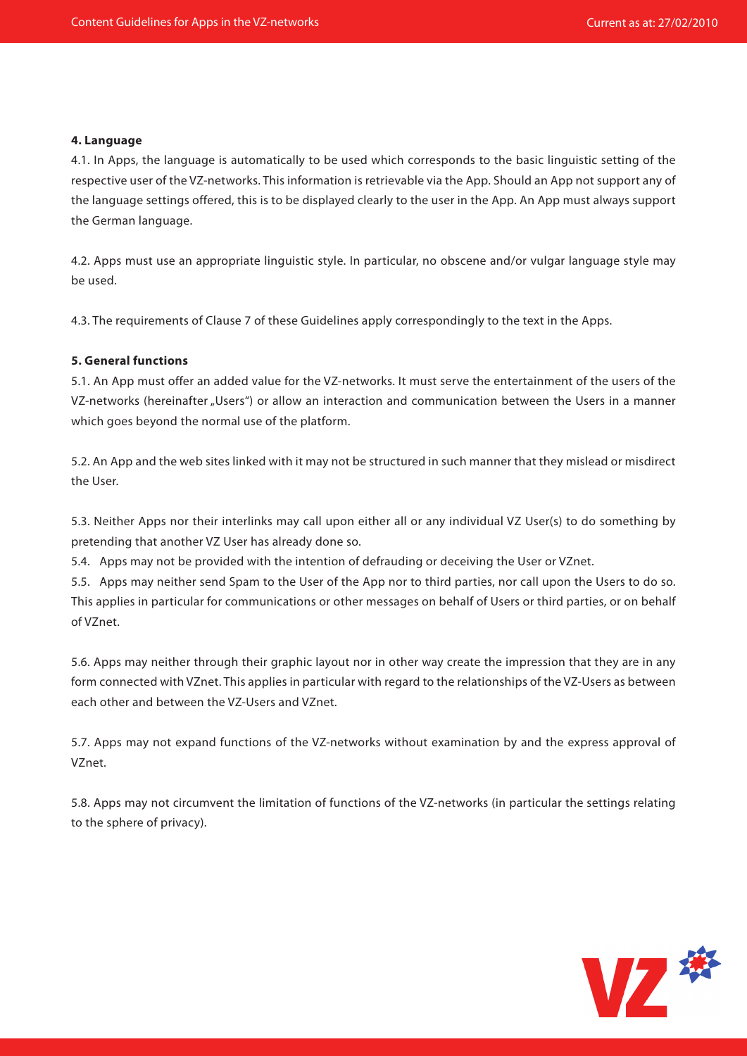**4. Language**

4.1. In Apps, the language is automatically to be used which corresponds to the basic linguistic setting of the respective user of the VZ-networks. This information is retrievable via the App. Should an App not support any of the language settings offered, this is to be displayed clearly to the user in the App. An App must always support the German language.

4.2. Apps must use an appropriate linguistic style. In particular, no obscene and/or vulgar language style may be used.

4.3. The requirements of Clause 7 of these Guidelines apply correspondingly to the text in the Apps.

**5. General functions**

5.1. An App must offer an added value for the VZ-networks. It must serve the entertainment of the users of the VZ-networks (hereinafter „Users") or allow an interaction and communication between the Users in a manner which goes beyond the normal use of the platform.

5.2. An App and the web sites linked with it may not be structured in such manner that they mislead or misdirect the User.

5.3. Neither Apps nor their interlinks may call upon either all or any individual VZ User(s) to do something by pretending that another VZ User has already done so.

5.4. Apps may not be provided with the intention of defrauding or deceiving the User or VZnet.

5.5. Apps may neither send Spam to the User of the App nor to third parties, nor call upon the Users to do so. This applies in particular for communications or other messages on behalf of Users or third parties, or on behalf of VZnet.

5.6. Apps may neither through their graphic layout nor in other way create the impression that they are in any form connected with VZnet. This applies in particular with regard to the relationships of the VZ-Users as between each other and between the VZ-Users and VZnet.

5.7. Apps may not expand functions of the VZ-networks without examination by and the express approval of VZnet.

5.8. Apps may not circumvent the limitation of functions of the VZ-networks (in particular the settings relating to the sphere of privacy).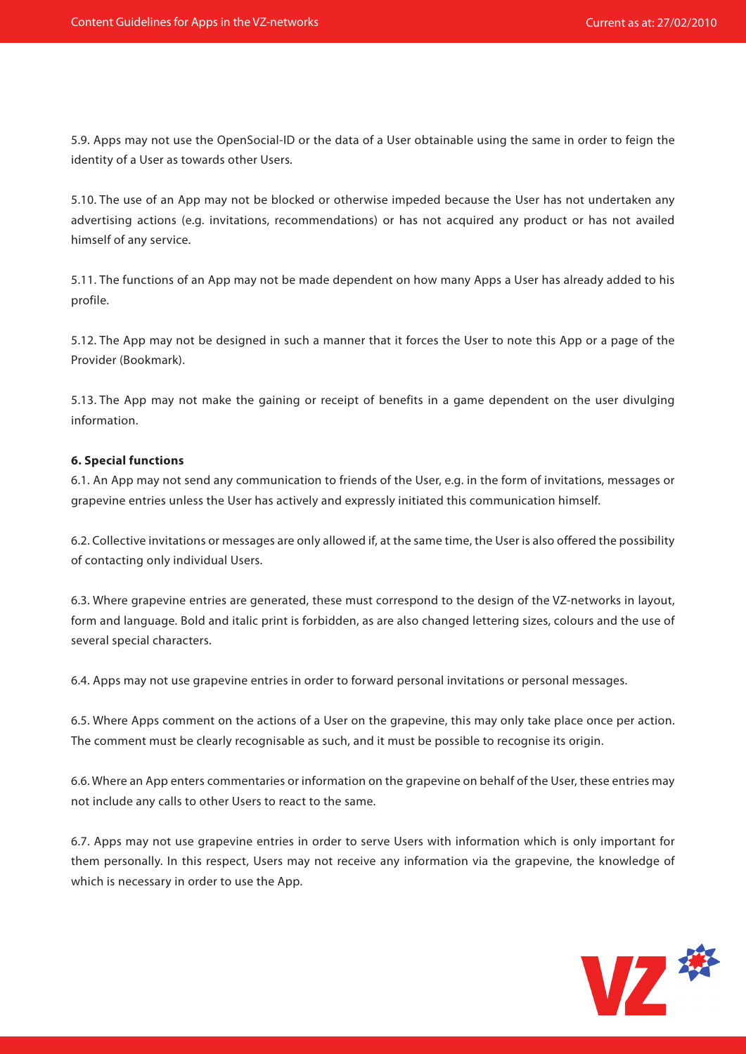5.9. Apps may not use the OpenSocial-ID or the data of a User obtainable using the same in order to feign the identity of a User as towards other Users.

5.10. The use of an App may not be blocked or otherwise impeded because the User has not undertaken any advertising actions (e.g. invitations, recommendations) or has not acquired any product or has not availed himself of any service.

5.11. The functions of an App may not be made dependent on how many Apps a User has already added to his profile.

5.12. The App may not be designed in such a manner that it forces the User to note this App or a page of the Provider (Bookmark).

5.13. The App may not make the gaining or receipt of benefits in a game dependent on the user divulging information.

**6. Special functions**

6.1. An App may not send any communication to friends of the User, e.g. in the form of invitations, messages or grapevine entries unless the User has actively and expressly initiated this communication himself.

6.2. Collective invitations or messages are only allowed if, at the same time, the User is also offered the possibility of contacting only individual Users.

6.3. Where grapevine entries are generated, these must correspond to the design of the VZ-networks in layout, form and language. Bold and italic print is forbidden, as are also changed lettering sizes, colours and the use of several special characters.

6.4. Apps may not use grapevine entries in order to forward personal invitations or personal messages.

6.5. Where Apps comment on the actions of a User on the grapevine, this may only take place once per action. The comment must be clearly recognisable as such, and it must be possible to recognise its origin.

6.6. Where an App enters commentaries or information on the grapevine on behalf of the User, these entries may not include any calls to other Users to react to the same.

6.7. Apps may not use grapevine entries in order to serve Users with information which is only important for them personally. In this respect, Users may not receive any information via the grapevine, the knowledge of which is necessary in order to use the App.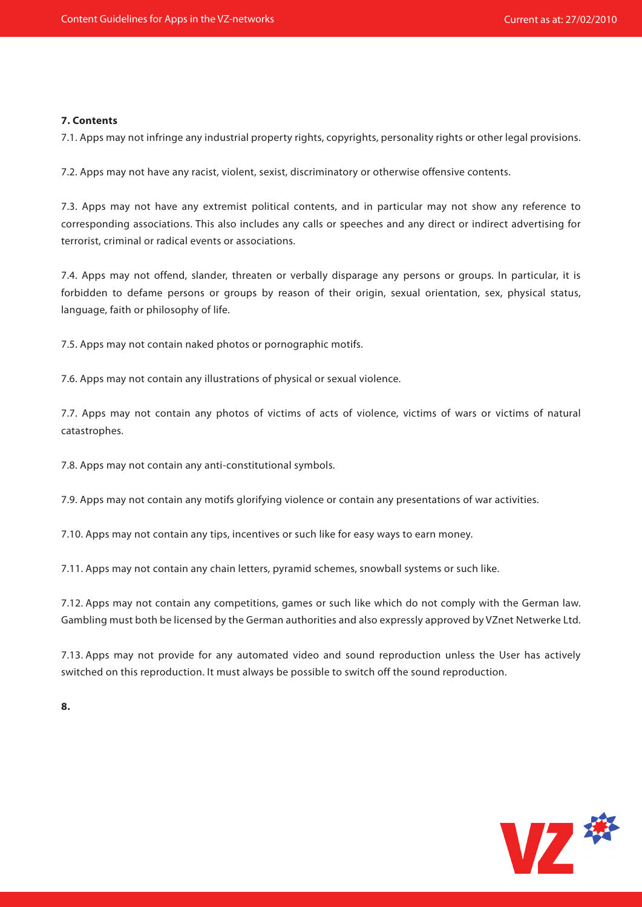**7. Contents**

7.1. Apps may not infringe any industrial property rights, copyrights, personality rights or other legal provisions.

7.2. Apps may not have any racist, violent, sexist, discriminatory or otherwise offensive contents.

7.3. Apps may not have any extremist political contents, and in particular may not show any reference to corresponding associations. This also includes any calls or speeches and any direct or indirect advertising for terrorist, criminal or radical events or associations.

7.4. Apps may not offend, slander, threaten or verbally disparage any persons or groups. In particular, it is forbidden to defame persons or groups by reason of their origin, sexual orientation, sex, physical status, language, faith or philosophy of life.

7.5. Apps may not contain naked photos or pornographic motifs.

7.6. Apps may not contain any illustrations of physical or sexual violence.

7.7. Apps may not contain any photos of victims of acts of violence, victims of wars or victims of natural catastrophes.

7.8. Apps may not contain any anti-constitutional symbols.

7.9. Apps may not contain any motifs glorifying violence or contain any presentations of war activities.

7.10. Apps may not contain any tips, incentives or such like for easy ways to earn money.

7.11. Apps may not contain any chain letters, pyramid schemes, snowball systems or such like.

7.12. Apps may not contain any competitions, games or such like which do not comply with the German law. Gambling must both be licensed by the German authorities and also expressly approved by VZnet Netwerke Ltd.

7.13. Apps may not provide for any automated video and sound reproduction unless the User has actively switched on this reproduction. It must always be possible to switch off the sound reproduction.

**8.**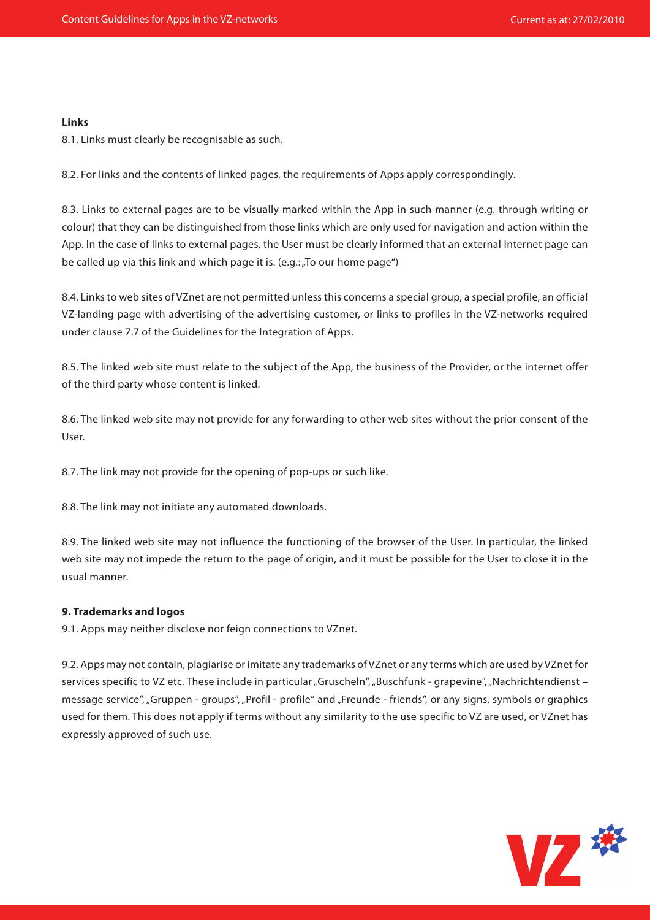**Links**

8.1. Links must clearly be recognisable as such.

8.2. For links and the contents of linked pages, the requirements of Apps apply correspondingly.

8.3. Links to external pages are to be visually marked within the App in such manner (e.g. through writing or colour) that they can be distinguished from those links which are only used for navigation and action within the App. In the case of links to external pages, the User must be clearly informed that an external Internet page can be called up via this link and which page it is. (e.g.: „To our home page")

8.4. Links to web sites of VZnet are not permitted unless this concerns a special group, a special profile, an official VZ-landing page with advertising of the advertising customer, or links to profiles in the VZ-networks required under clause 7.7 of the Guidelines for the Integration of Apps.

8.5. The linked web site must relate to the subject of the App, the business of the Provider, or the internet offer of the third party whose content is linked.

8.6. The linked web site may not provide for any forwarding to other web sites without the prior consent of the User.

8.7. The link may not provide for the opening of pop-ups or such like.

8.8. The link may not initiate any automated downloads.

8.9. The linked web site may not influence the functioning of the browser of the User. In particular, the linked web site may not impede the return to the page of origin, and it must be possible for the User to close it in the usual manner.

**9. Trademarks and logos**

9.1. Apps may neither disclose nor feign connections to VZnet.

9.2. Apps may not contain, plagiarise or imitate any trademarks of VZnet or any terms which are used by VZnet for services specific to VZ etc. These include in particular „Gruscheln", „Buschfunk - grapevine", „Nachrichtendienst – message service", „Gruppen - groups", „Profil - profile" and „Freunde - friends", or any signs, symbols or graphics used for them. This does not apply if terms without any similarity to the use specific to VZ are used, or VZnet has expressly approved of such use.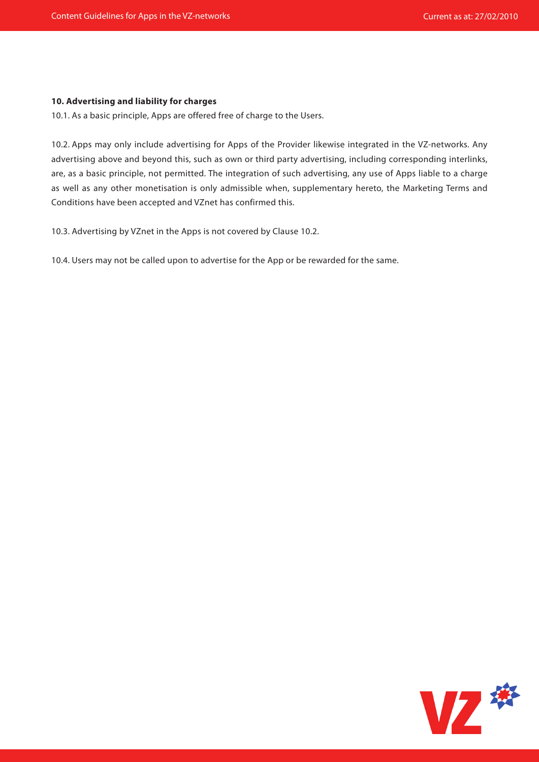**10. Advertising and liability for charges**

10.1. As a basic principle, Apps are offered free of charge to the Users.

10.2. Apps may only include advertising for Apps of the Provider likewise integrated in the VZ-networks. Any advertising above and beyond this, such as own or third party advertising, including corresponding interlinks, are, as a basic principle, not permitted. The integration of such advertising, any use of Apps liable to a charge as well as any other monetisation is only admissible when, supplementary hereto, the Marketing Terms and Conditions have been accepted and VZnet has confirmed this.

10.3. Advertising by VZnet in the Apps is not covered by Clause 10.2.

10.4. Users may not be called upon to advertise for the App or be rewarded for the same.